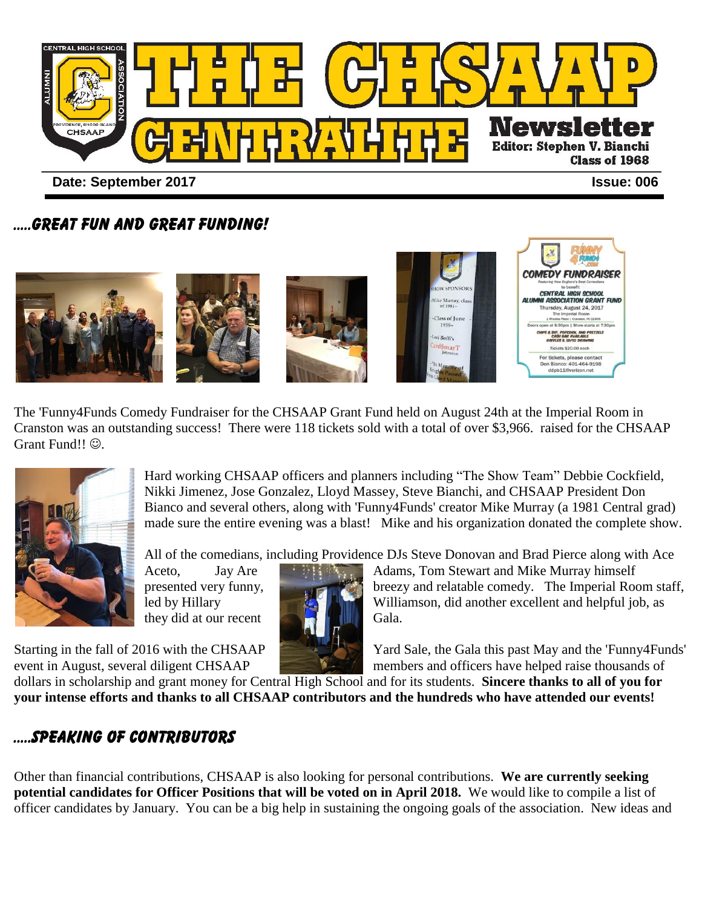# THE CHSAAP CENTRALITE Newsletter

Editor: Stephen V. Bianchi
Class of 1968

**Date: September 2017** **Issue: 006**

## .....Great Fun and Great Funding!

The 'Funny4Funds Comedy Fundraiser for the CHSAAP Grant Fund held on August 24th at the Imperial Room in Cranston was an outstanding success! There were 118 tickets sold with a total of over $3,966. raised for the CHSAAP Grant Fund!! ☺.

Hard working CHSAAP officers and planners including "The Show Team" Debbie Cockfield, Nikki Jimenez, Jose Gonzalez, Lloyd Massey, Steve Bianchi, and CHSAAP President Don Bianco and several others, along with 'Funny4Funds' creator Mike Murray (a 1981 Central grad) made sure the entire evening was a blast! Mike and his organization donated the complete show.

All of the comedians, including Providence DJs Steve Donovan and Brad Pierce along with Ace Aceto, Jay Are Adams, Tom Stewart and Mike Murray himself presented very funny, breezy and relatable comedy. The Imperial Room staff, led by Hillary Williamson, did another excellent and helpful job, as they did at our recent Gala.

Starting in the fall of 2016 with the CHSAAP Yard Sale, the Gala this past May and the 'Funny4Funds' event in August, several diligent CHSAAP members and officers have helped raise thousands of dollars in scholarship and grant money for Central High School and for its students. **Sincere thanks to all of you for your intense efforts and thanks to all CHSAAP contributors and the hundreds who have attended our events!**

## .....Speaking of Contributors

Other than financial contributions, CHSAAP is also looking for personal contributions. **We are currently seeking potential candidates for Officer Positions that will be voted on in April 2018.** We would like to compile a list of officer candidates by January. You can be a big help in sustaining the ongoing goals of the association. New ideas and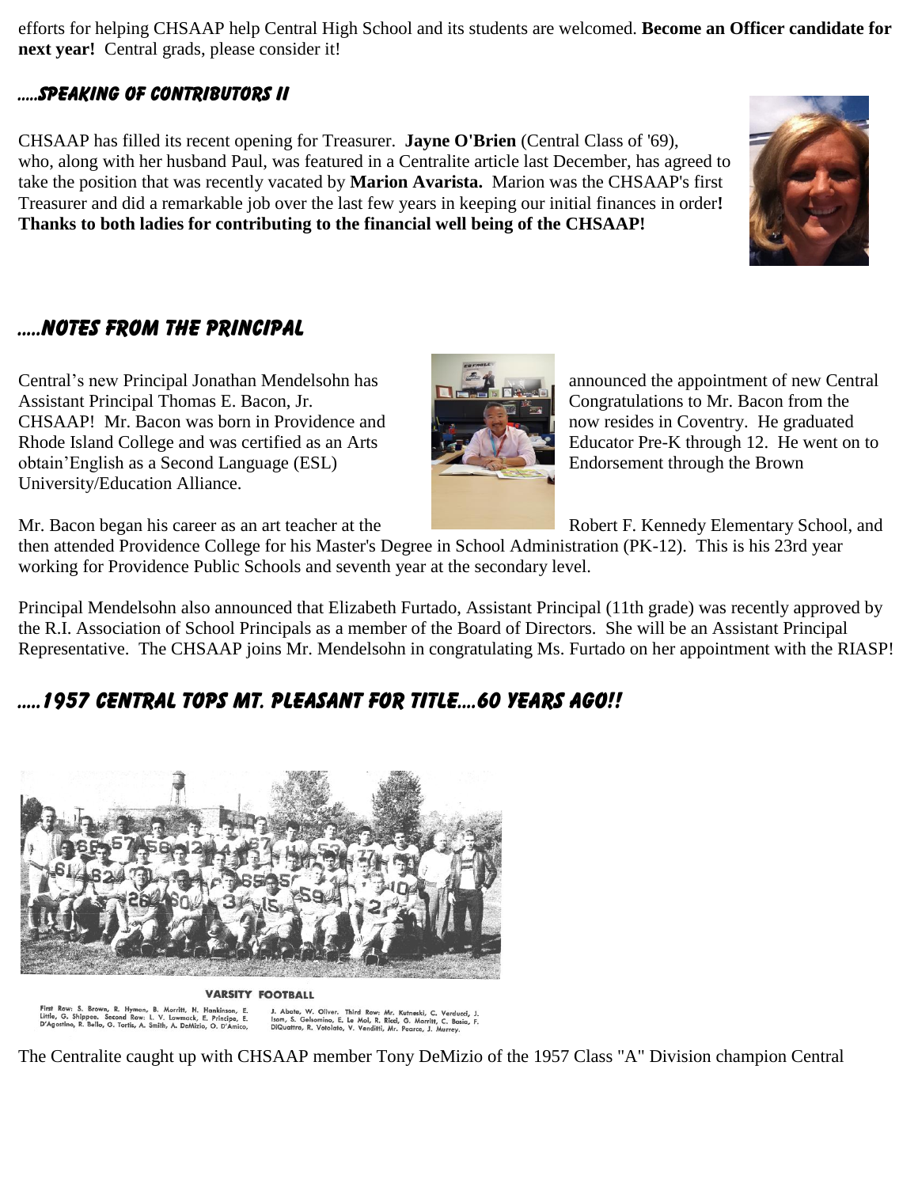efforts for helping CHSAAP help Central High School and its students are welcomed. **Become an Officer candidate for next year!** Central grads, please consider it!

### .....Speaking of Contributors II

CHSAAP has filled its recent opening for Treasurer. **Jayne O'Brien** (Central Class of '69), who, along with her husband Paul, was featured in a Centralite article last December, has agreed to take the position that was recently vacated by **Marion Avarista.** Marion was the CHSAAP's first Treasurer and did a remarkable job over the last few years in keeping our initial finances in order**!** **Thanks to both ladies for contributing to the financial well being of the CHSAAP!**

### .....Notes From the Principal

Central's new Principal Jonathan Mendelsohn has announced the appointment of new Central Assistant Principal Thomas E. Bacon, Jr. Congratulations to Mr. Bacon from the CHSAAP! Mr. Bacon was born in Providence and now resides in Coventry. He graduated Rhode Island College and was certified as an Arts Educator Pre-K through 12. He went on to obtain'English as a Second Language (ESL) Endorsement through the Brown University/Education Alliance.

Mr. Bacon began his career as an art teacher at the Robert F. Kennedy Elementary School, and then attended Providence College for his Master's Degree in School Administration (PK-12). This is his 23rd year working for Providence Public Schools and seventh year at the secondary level.

Principal Mendelsohn also announced that Elizabeth Furtado, Assistant Principal (11th grade) was recently approved by the R.I. Association of School Principals as a member of the Board of Directors. She will be an Assistant Principal Representative. The CHSAAP joins Mr. Mendelsohn in congratulating Ms. Furtado on her appointment with the RIASP!

### .....1957 Central Tops Mt. Pleasant for Title....60 Years Ago!!

VARSITY FOOTBALL

First Row: S. Brown, R. Hyman, B. Morritt, H. Hankinson, E. Little, G. Shippee. Second Row: L. V. Lowmack, E. Principe, E. D'Agostino, R. Bello, G. Tortis, A. Smith, A. DeMizio, O. D'Amico, J. Abate, W. Oliver. Third Row: Mr. Kutneski, C. Verducci, J. Isom, S. Gelsomino, E. Le Moi, R. Ricci, G. Morritt, C. Basia, F. DiQuattro, R. Votolato, V. Venditti, Mr. Pearce, J. Murrey.

The Centralite caught up with CHSAAP member Tony DeMizio of the 1957 Class "A" Division champion Central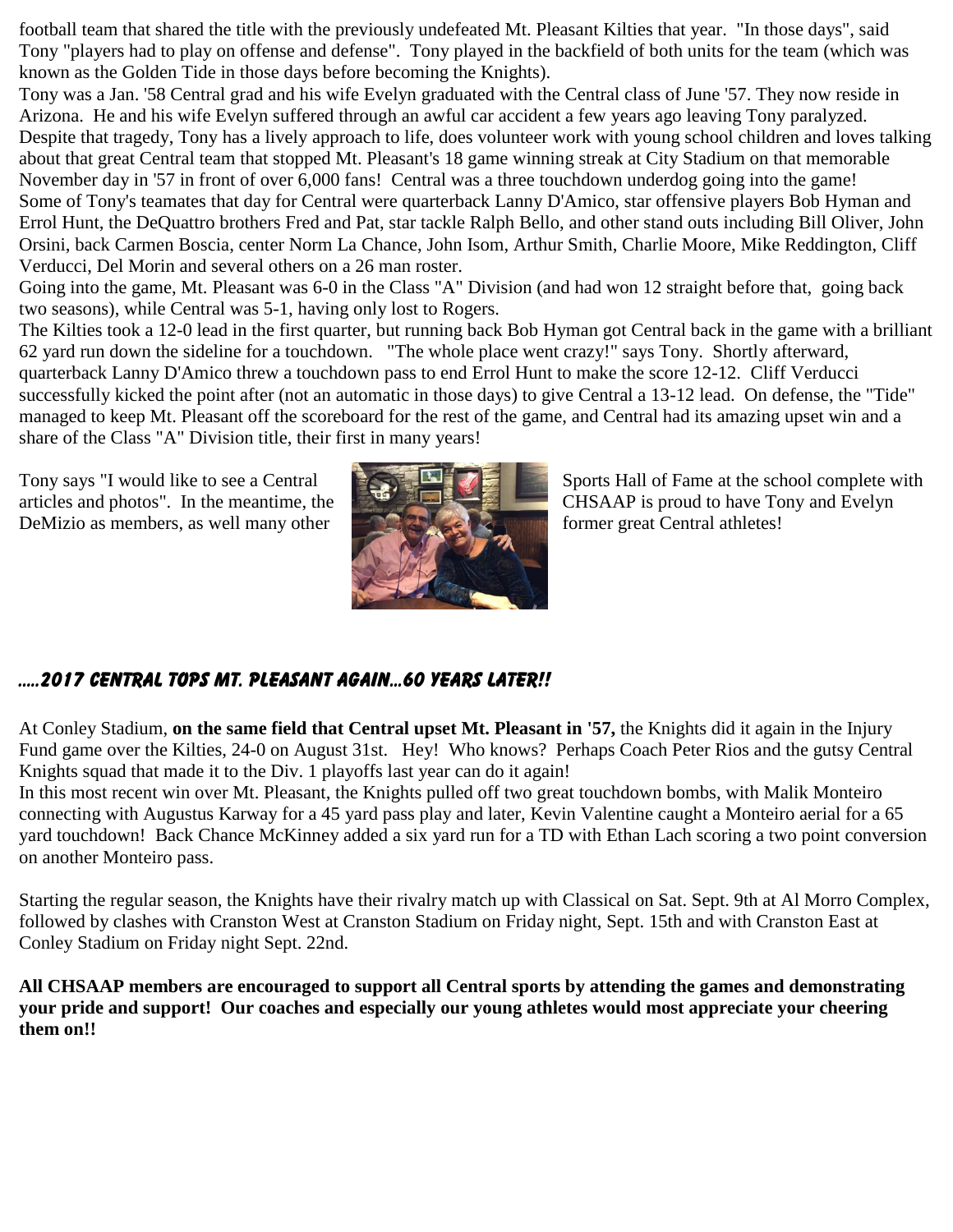football team that shared the title with the previously undefeated Mt. Pleasant Kilties that year. "In those days", said Tony "players had to play on offense and defense". Tony played in the backfield of both units for the team (which was known as the Golden Tide in those days before becoming the Knights).

Tony was a Jan. '58 Central grad and his wife Evelyn graduated with the Central class of June '57. They now reside in Arizona. He and his wife Evelyn suffered through an awful car accident a few years ago leaving Tony paralyzed. Despite that tragedy, Tony has a lively approach to life, does volunteer work with young school children and loves talking about that great Central team that stopped Mt. Pleasant's 18 game winning streak at City Stadium on that memorable November day in '57 in front of over 6,000 fans! Central was a three touchdown underdog going into the game!

Some of Tony's teamates that day for Central were quarterback Lanny D'Amico, star offensive players Bob Hyman and Errol Hunt, the DeQuattro brothers Fred and Pat, star tackle Ralph Bello, and other stand outs including Bill Oliver, John Orsini, back Carmen Boscia, center Norm La Chance, John Isom, Arthur Smith, Charlie Moore, Mike Reddington, Cliff Verducci, Del Morin and several others on a 26 man roster.

Going into the game, Mt. Pleasant was 6-0 in the Class "A" Division (and had won 12 straight before that, going back two seasons), while Central was 5-1, having only lost to Rogers.

The Kilties took a 12-0 lead in the first quarter, but running back Bob Hyman got Central back in the game with a brilliant 62 yard run down the sideline for a touchdown. "The whole place went crazy!" says Tony. Shortly afterward, quarterback Lanny D'Amico threw a touchdown pass to end Errol Hunt to make the score 12-12. Cliff Verducci successfully kicked the point after (not an automatic in those days) to give Central a 13-12 lead. On defense, the "Tide" managed to keep Mt. Pleasant off the scoreboard for the rest of the game, and Central had its amazing upset win and a share of the Class "A" Division title, their first in many years!

Tony says "I would like to see a Central Sports Hall of Fame at the school complete with articles and photos". In the meantime, the CHSAAP is proud to have Tony and Evelyn DeMizio as members, as well many other former great Central athletes!

## .....2017 CENTRAL TOPS MT. PLEASANT AGAIN...60 YEARS LATER!!

At Conley Stadium, **on the same field that Central upset Mt. Pleasant in '57,** the Knights did it again in the Injury Fund game over the Kilties, 24-0 on August 31st. Hey! Who knows? Perhaps Coach Peter Rios and the gutsy Central Knights squad that made it to the Div. 1 playoffs last year can do it again!

In this most recent win over Mt. Pleasant, the Knights pulled off two great touchdown bombs, with Malik Monteiro connecting with Augustus Karway for a 45 yard pass play and later, Kevin Valentine caught a Monteiro aerial for a 65 yard touchdown! Back Chance McKinney added a six yard run for a TD with Ethan Lach scoring a two point conversion on another Monteiro pass.

Starting the regular season, the Knights have their rivalry match up with Classical on Sat. Sept. 9th at Al Morro Complex, followed by clashes with Cranston West at Cranston Stadium on Friday night, Sept. 15th and with Cranston East at Conley Stadium on Friday night Sept. 22nd.

**All CHSAAP members are encouraged to support all Central sports by attending the games and demonstrating your pride and support! Our coaches and especially our young athletes would most appreciate your cheering them on!!**